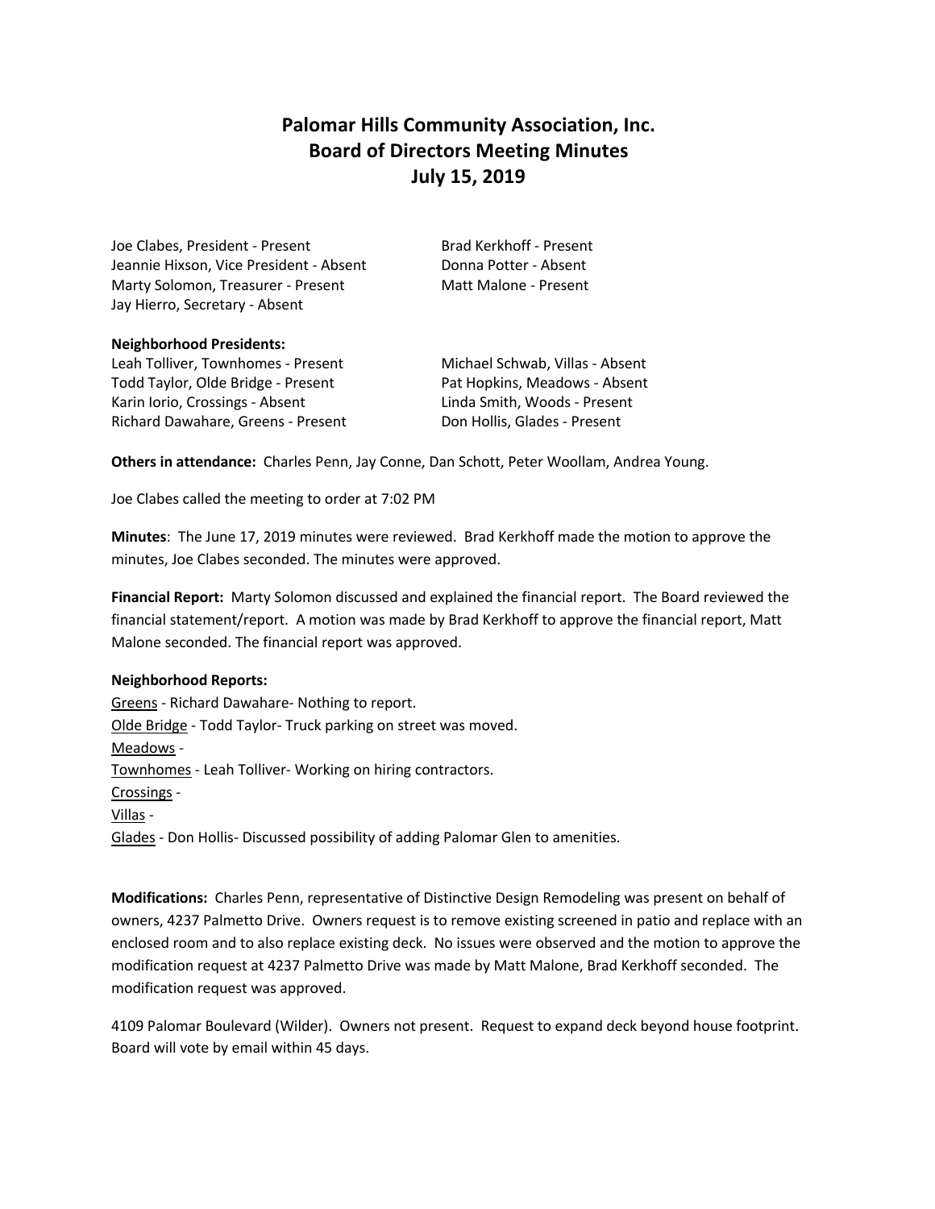# Palomar Hills Community Association, Inc.
# Board of Directors Meeting Minutes
# July 15, 2019

Joe Clabes, President - Present
Jeannie Hixson, Vice President - Absent
Marty Solomon, Treasurer - Present
Jay Hierro, Secretary - Absent

Brad Kerkhoff - Present
Donna Potter - Absent
Matt Malone - Present

**Neighborhood Presidents:**

Leah Tolliver, Townhomes - Present
Todd Taylor, Olde Bridge - Present
Karin Iorio, Crossings - Absent
Richard Dawahare, Greens - Present

Michael Schwab, Villas - Absent
Pat Hopkins, Meadows - Absent
Linda Smith, Woods - Present
Don Hollis, Glades - Present

**Others in attendance:** Charles Penn, Jay Conne, Dan Schott, Peter Woollam, Andrea Young.

Joe Clabes called the meeting to order at 7:02 PM

**Minutes**: The June 17, 2019 minutes were reviewed. Brad Kerkhoff made the motion to approve the minutes, Joe Clabes seconded. The minutes were approved.

**Financial Report:** Marty Solomon discussed and explained the financial report. The Board reviewed the financial statement/report. A motion was made by Brad Kerkhoff to approve the financial report, Matt Malone seconded. The financial report was approved.

**Neighborhood Reports:**

Greens - Richard Dawahare- Nothing to report.
Olde Bridge - Todd Taylor- Truck parking on street was moved.
Meadows -
Townhomes - Leah Tolliver- Working on hiring contractors.
Crossings -
Villas -
Glades - Don Hollis- Discussed possibility of adding Palomar Glen to amenities.

**Modifications:** Charles Penn, representative of Distinctive Design Remodeling was present on behalf of owners, 4237 Palmetto Drive. Owners request is to remove existing screened in patio and replace with an enclosed room and to also replace existing deck. No issues were observed and the motion to approve the modification request at 4237 Palmetto Drive was made by Matt Malone, Brad Kerkhoff seconded. The modification request was approved.

4109 Palomar Boulevard (Wilder). Owners not present. Request to expand deck beyond house footprint. Board will vote by email within 45 days.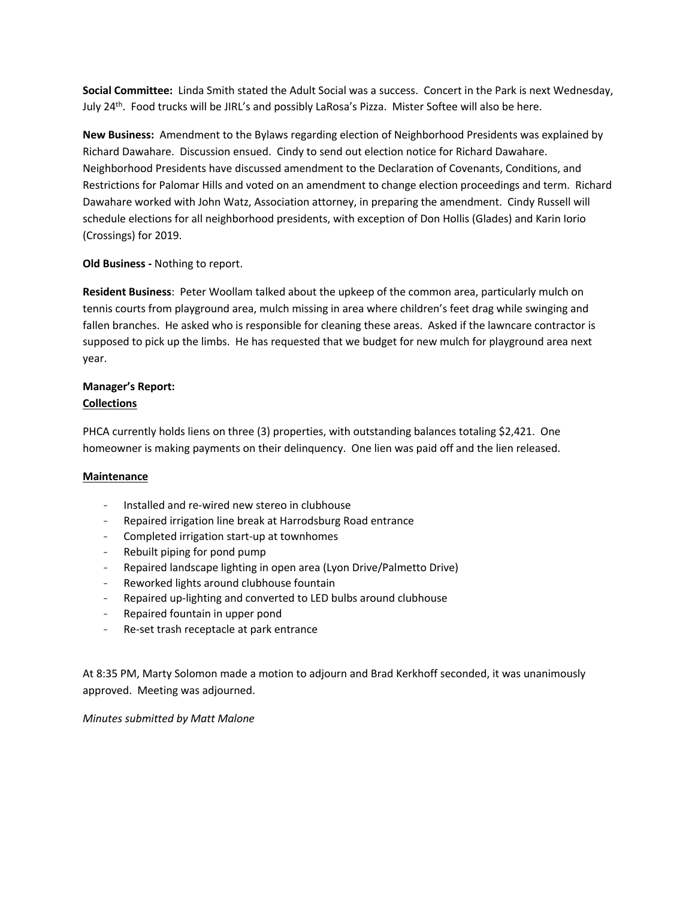**Social Committee:** Linda Smith stated the Adult Social was a success. Concert in the Park is next Wednesday, July 24th. Food trucks will be JIRL's and possibly LaRosa's Pizza. Mister Softee will also be here.

**New Business:** Amendment to the Bylaws regarding election of Neighborhood Presidents was explained by Richard Dawahare. Discussion ensued. Cindy to send out election notice for Richard Dawahare. Neighborhood Presidents have discussed amendment to the Declaration of Covenants, Conditions, and Restrictions for Palomar Hills and voted on an amendment to change election proceedings and term. Richard Dawahare worked with John Watz, Association attorney, in preparing the amendment. Cindy Russell will schedule elections for all neighborhood presidents, with exception of Don Hollis (Glades) and Karin Iorio (Crossings) for 2019.

**Old Business -** Nothing to report.

**Resident Business**: Peter Woollam talked about the upkeep of the common area, particularly mulch on tennis courts from playground area, mulch missing in area where children's feet drag while swinging and fallen branches. He asked who is responsible for cleaning these areas. Asked if the lawncare contractor is supposed to pick up the limbs. He has requested that we budget for new mulch for playground area next year.

**Manager's Report:**

**Collections**

PHCA currently holds liens on three (3) properties, with outstanding balances totaling $2,421. One homeowner is making payments on their delinquency. One lien was paid off and the lien released.

**Maintenance**

- Installed and re-wired new stereo in clubhouse
- Repaired irrigation line break at Harrodsburg Road entrance
- Completed irrigation start-up at townhomes
- Rebuilt piping for pond pump
- Repaired landscape lighting in open area (Lyon Drive/Palmetto Drive)
- Reworked lights around clubhouse fountain
- Repaired up-lighting and converted to LED bulbs around clubhouse
- Repaired fountain in upper pond
- Re-set trash receptacle at park entrance

At 8:35 PM, Marty Solomon made a motion to adjourn and Brad Kerkhoff seconded, it was unanimously approved. Meeting was adjourned.

*Minutes submitted by Matt Malone*